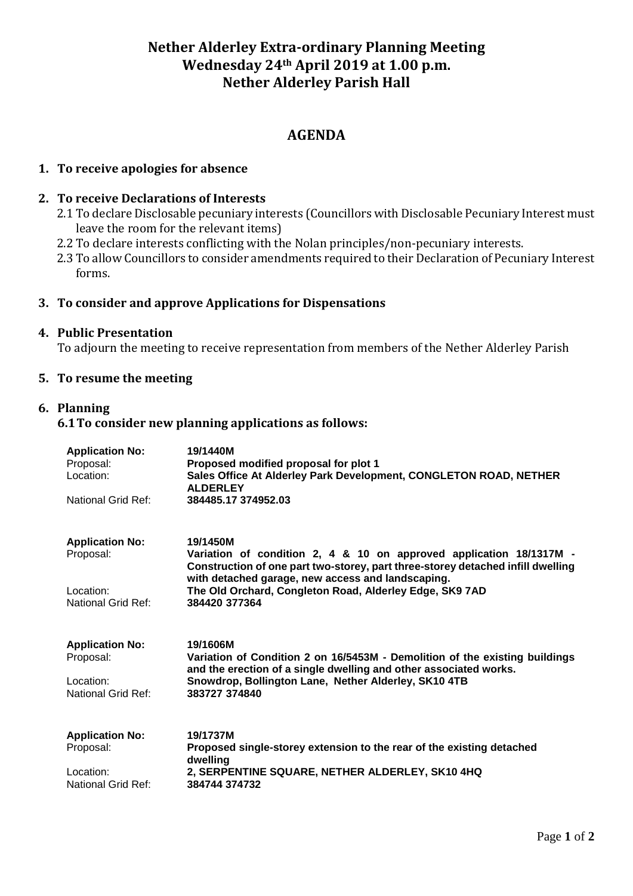# Nether Alderley Extra-ordinary Planning Meeting
# Wednesday 24th April 2019 at 1.00 p.m.
# Nether Alderley Parish Hall

## AGENDA

**1. To receive apologies for absence**

**2. To receive Declarations of Interests**

2.1 To declare Disclosable pecuniary interests (Councillors with Disclosable Pecuniary Interest must leave the room for the relevant items)

2.2 To declare interests conflicting with the Nolan principles/non-pecuniary interests.

2.3 To allow Councillors to consider amendments required to their Declaration of Pecuniary Interest forms.

**3. To consider and approve Applications for Dispensations**

**4. Public Presentation**

To adjourn the meeting to receive representation from members of the Nether Alderley Parish

**5. To resume the meeting**

**6. Planning**

**6.1 To consider new planning applications as follows:**

| | |
|---|---|
| **Application No:** | **19/1440M** |
| Proposal: | **Proposed modified proposal for plot 1** |
| Location: | **Sales Office At Alderley Park Development, CONGLETON ROAD, NETHER ALDERLEY** |
| National Grid Ref: | **384485.17 374952.03** |

| | |
|---|---|
| **Application No:** | **19/1450M** |
| Proposal: | **Variation of condition 2, 4 & 10 on approved application 18/1317M - Construction of one part two-storey, part three-storey detached infill dwelling with detached garage, new access and landscaping.** |
| Location: | **The Old Orchard, Congleton Road, Alderley Edge, SK9 7AD** |
| National Grid Ref: | **384420 377364** |

| | |
|---|---|
| **Application No:** | **19/1606M** |
| Proposal: | **Variation of Condition 2 on 16/5453M - Demolition of the existing buildings and the erection of a single dwelling and other associated works.** |
| Location: | **Snowdrop, Bollington Lane, Nether Alderley, SK10 4TB** |
| National Grid Ref: | **383727 374840** |

| | |
|---|---|
| **Application No:** | **19/1737M** |
| Proposal: | **Proposed single-storey extension to the rear of the existing detached dwelling** |
| Location: | **2, SERPENTINE SQUARE, NETHER ALDERLEY, SK10 4HQ** |
| National Grid Ref: | **384744 374732** |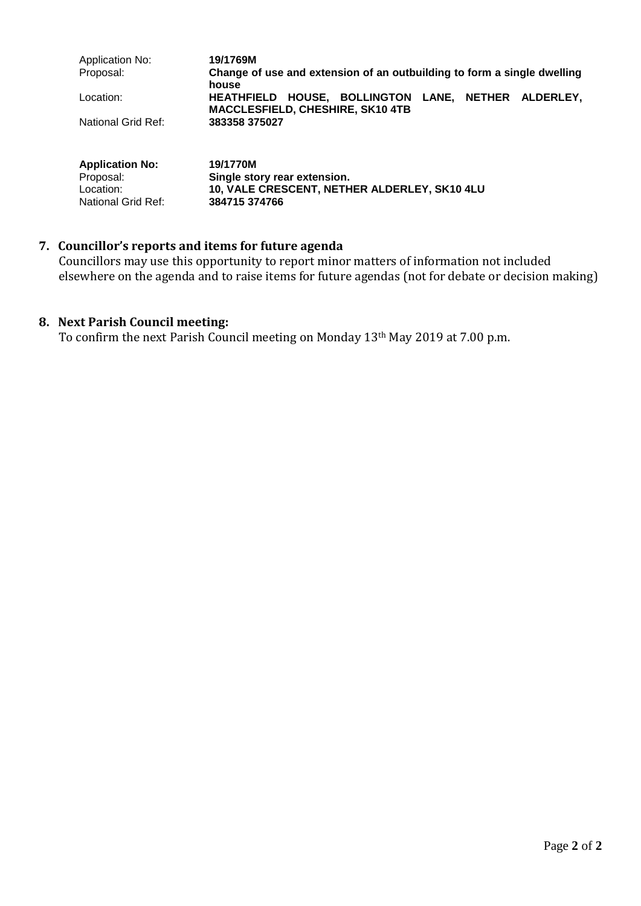| | |
|---|---|
| Application No: | **19/1769M** |
| Proposal: | **Change of use and extension of an outbuilding to form a single dwelling house** |
| Location: | **HEATHFIELD HOUSE, BOLLINGTON LANE, NETHER ALDERLEY, MACCLESFIELD, CHESHIRE, SK10 4TB** |
| National Grid Ref: | **383358 375027** |

| | |
|---|---|
| **Application No:** | **19/1770M** |
| Proposal: | **Single story rear extension.** |
| Location: | **10, VALE CRESCENT, NETHER ALDERLEY, SK10 4LU** |
| National Grid Ref: | **384715 374766** |

## 7. Councillor's reports and items for future agenda

Councillors may use this opportunity to report minor matters of information not included elsewhere on the agenda and to raise items for future agendas (not for debate or decision making)

## 8. Next Parish Council meeting:

To confirm the next Parish Council meeting on Monday 13th May 2019 at 7.00 p.m.